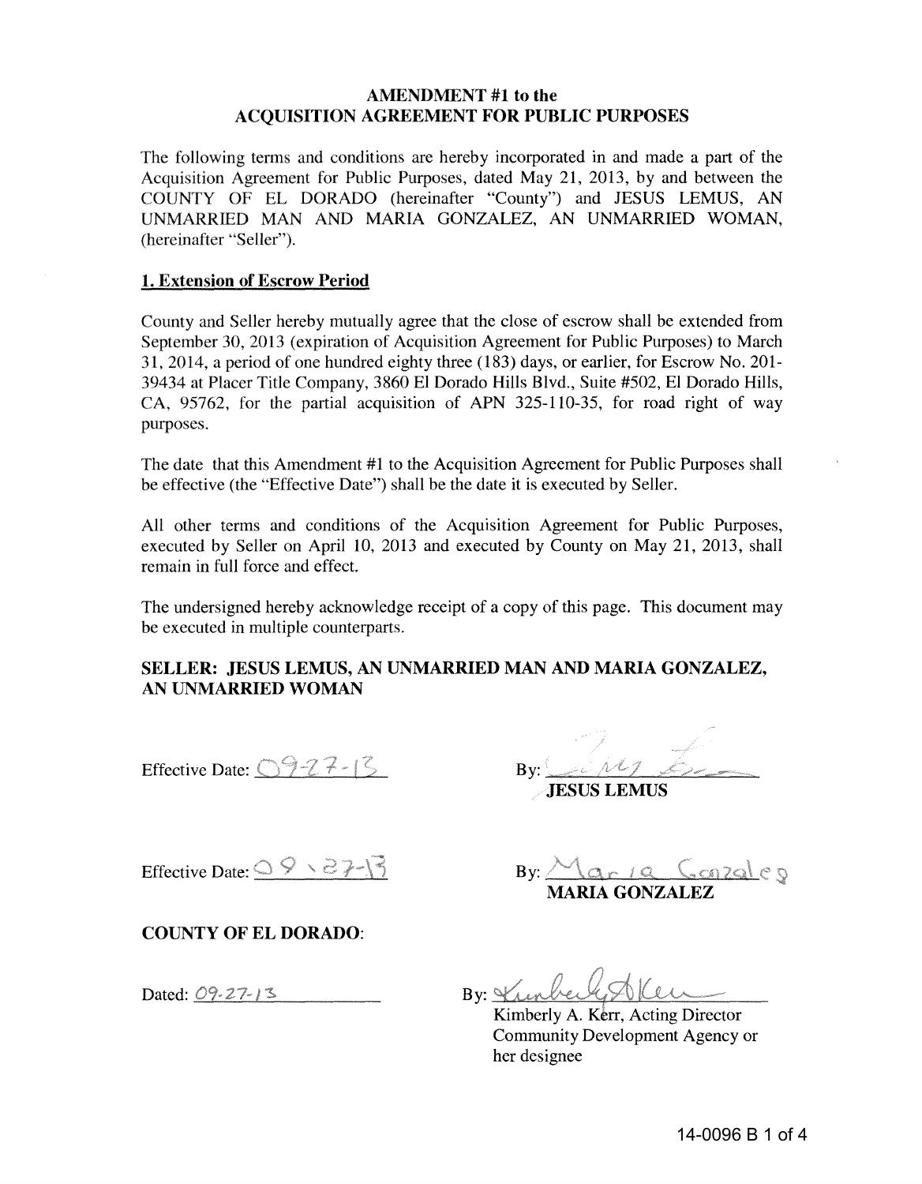# AMENDMENT #1 to the ACQUISITION AGREEMENT FOR PUBLIC PURPOSES

The following terms and conditions are hereby incorporated in and made a part of the Acquisition Agreement for Public Purposes, dated May 21, 2013, by and between the COUNTY OF EL DORADO (hereinafter "County") and JESUS LEMUS, AN UNMARRIED MAN AND MARIA GONZALEZ, AN UNMARRIED WOMAN, (hereinafter "Seller").

## 1. Extension of Escrow Period

County and Seller hereby mutually agree that the close of escrow shall be extended from September 30, 2013 (expiration of Acquisition Agreement for Public Purposes) to March 31, 2014, a period of one hundred eighty three (183) days, or earlier, for Escrow No. 201-39434 at Placer Title Company, 3860 El Dorado Hills Blvd., Suite #502, El Dorado Hills, CA, 95762, for the partial acquisition of APN 325-110-35, for road right of way purposes.

The date that this Amendment #1 to the Acquisition Agreement for Public Purposes shall be effective (the "Effective Date") shall be the date it is executed by Seller.

All other terms and conditions of the Acquisition Agreement for Public Purposes, executed by Seller on April 10, 2013 and executed by County on May 21, 2013, shall remain in full force and effect.

The undersigned hereby acknowledge receipt of a copy of this page. This document may be executed in multiple counterparts.

**SELLER: JESUS LEMUS, AN UNMARRIED MAN AND MARIA GONZALEZ, AN UNMARRIED WOMAN**

Effective Date: 09-27-13

By: _[signature]_
**JESUS LEMUS**

Effective Date: 09-27-13

By: _[signature]_
**MARIA GONZALEZ**

**COUNTY OF EL DORADO:**

Dated: 09-27-13

By: _[signature]_
Kimberly A. Kerr, Acting Director
Community Development Agency or her designee

14-0096 B 1 of 4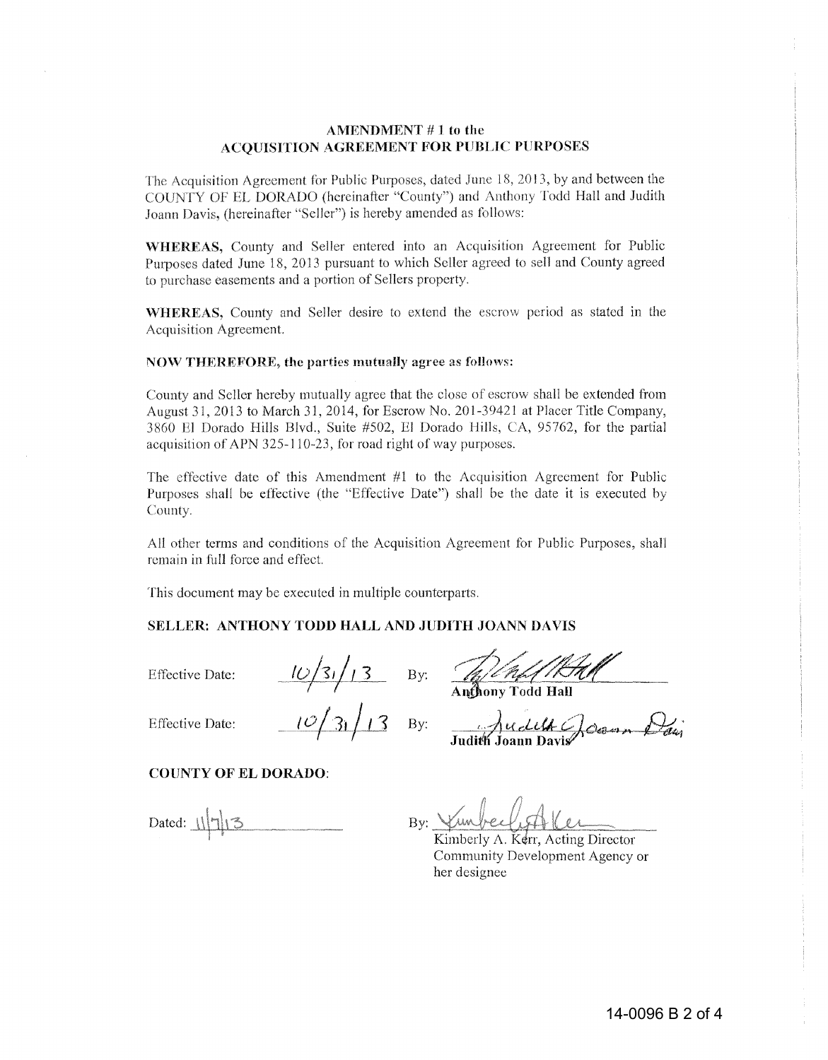# AMENDMENT # 1 to the ACQUISITION AGREEMENT FOR PUBLIC PURPOSES

The Acquisition Agreement for Public Purposes, dated June 18, 2013, by and between the COUNTY OF EL DORADO (hereinafter "County") and Anthony Todd Hall and Judith Joann Davis, (hereinafter "Seller") is hereby amended as follows:

**WHEREAS,** County and Seller entered into an Acquisition Agreement for Public Purposes dated June 18, 2013 pursuant to which Seller agreed to sell and County agreed to purchase easements and a portion of Sellers property.

**WHEREAS,** County and Seller desire to extend the escrow period as stated in the Acquisition Agreement.

**NOW THEREFORE, the parties mutually agree as follows:**

County and Seller hereby mutually agree that the close of escrow shall be extended from August 31, 2013 to March 31, 2014, for Escrow No. 201-39421 at Placer Title Company, 3860 El Dorado Hills Blvd., Suite #502, El Dorado Hills, CA, 95762, for the partial acquisition of APN 325-110-23, for road right of way purposes.

The effective date of this Amendment #1 to the Acquisition Agreement for Public Purposes shall be effective (the "Effective Date") shall be the date it is executed by County.

All other terms and conditions of the Acquisition Agreement for Public Purposes, shall remain in full force and effect.

This document may be executed in multiple counterparts.

**SELLER: ANTHONY TODD HALL AND JUDITH JOANN DAVIS**

Effective Date: 10/31/13 By: ______________________
**Anthony Todd Hall**

Effective Date: 10/31/13 By: ______________________
**Judith Joann Davis**

**COUNTY OF EL DORADO:**

Dated: 11/7/13 By: ______________________
Kimberly A. Kerr, Acting Director
Community Development Agency or
her designee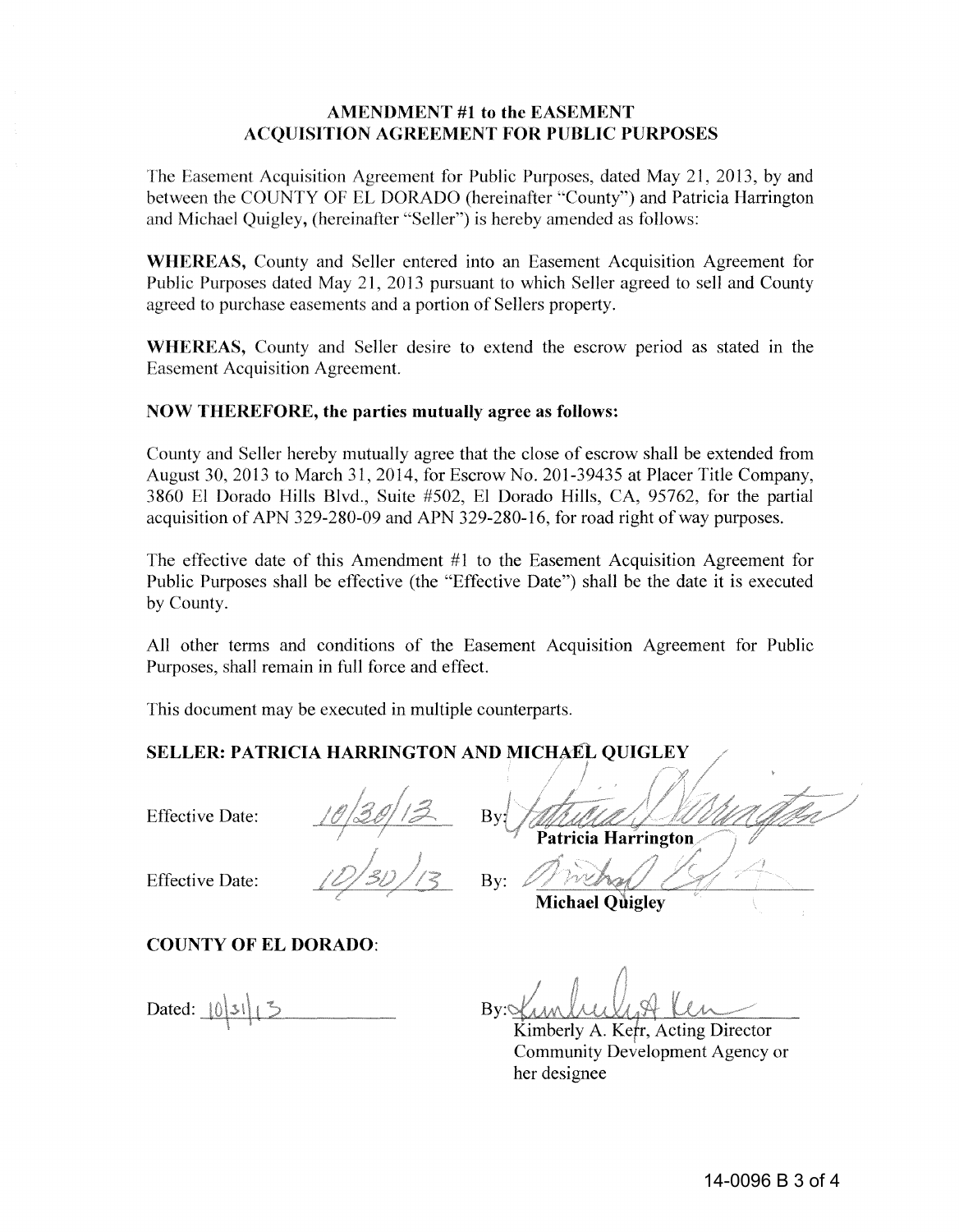**AMENDMENT #1 to the EASEMENT ACQUISITION AGREEMENT FOR PUBLIC PURPOSES**

The Easement Acquisition Agreement for Public Purposes, dated May 21, 2013, by and between the COUNTY OF EL DORADO (hereinafter "County") and Patricia Harrington and Michael Quigley, (hereinafter "Seller") is hereby amended as follows:

**WHEREAS,** County and Seller entered into an Easement Acquisition Agreement for Public Purposes dated May 21, 2013 pursuant to which Seller agreed to sell and County agreed to purchase easements and a portion of Sellers property.

**WHEREAS,** County and Seller desire to extend the escrow period as stated in the Easement Acquisition Agreement.

**NOW THEREFORE, the parties mutually agree as follows:**

County and Seller hereby mutually agree that the close of escrow shall be extended from August 30, 2013 to March 31, 2014, for Escrow No. 201-39435 at Placer Title Company, 3860 El Dorado Hills Blvd., Suite #502, El Dorado Hills, CA, 95762, for the partial acquisition of APN 329-280-09 and APN 329-280-16, for road right of way purposes.

The effective date of this Amendment #1 to the Easement Acquisition Agreement for Public Purposes shall be effective (the "Effective Date") shall be the date it is executed by County.

All other terms and conditions of the Easement Acquisition Agreement for Public Purposes, shall remain in full force and effect.

This document may be executed in multiple counterparts.

**SELLER: PATRICIA HARRINGTON AND MICHAEL QUIGLEY**

Effective Date: 10/30/13 By: *[signature]*
**Patricia Harrington**

Effective Date: 10/30/13 By: *[signature]*
**Michael Quigley**

**COUNTY OF EL DORADO:**

Dated: 10/31/13 By: *[signature]*
Kimberly A. Kerr, Acting Director
Community Development Agency or her designee

14-0096 B 3 of 4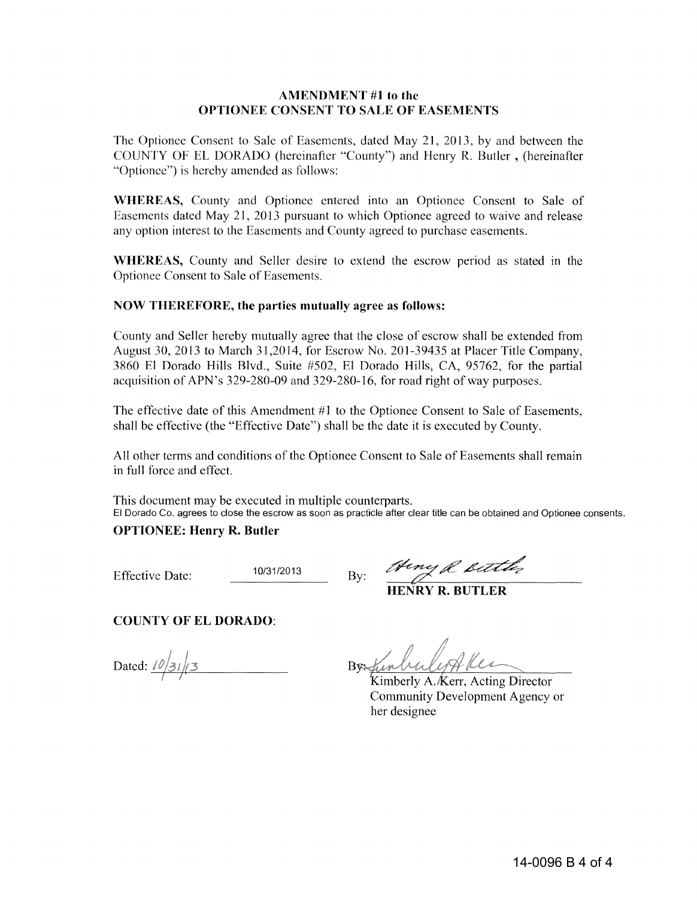## AMENDMENT #1 to the OPTIONEE CONSENT TO SALE OF EASEMENTS

The Optionee Consent to Sale of Easements, dated May 21, 2013, by and between the COUNTY OF EL DORADO (hereinafter "County") and Henry R. Butler , (hereinafter "Optionee") is hereby amended as follows:

**WHEREAS,** County and Optionee entered into an Optionee Consent to Sale of Easements dated May 21, 2013 pursuant to which Optionee agreed to waive and release any option interest to the Easements and County agreed to purchase easements.

**WHEREAS,** County and Seller desire to extend the escrow period as stated in the Optionee Consent to Sale of Easements.

**NOW THEREFORE, the parties mutually agree as follows:**

County and Seller hereby mutually agree that the close of escrow shall be extended from August 30, 2013 to March 31,2014, for Escrow No. 201-39435 at Placer Title Company, 3860 El Dorado Hills Blvd., Suite #502, El Dorado Hills, CA, 95762, for the partial acquisition of APN's 329-280-09 and 329-280-16, for road right of way purposes.

The effective date of this Amendment #1 to the Optionee Consent to Sale of Easements, shall be effective (the "Effective Date") shall be the date it is executed by County.

All other terms and conditions of the Optionee Consent to Sale of Easements shall remain in full force and effect.

This document may be executed in multiple counterparts.

El Dorado Co. agrees to close the escrow as soon as practicle after clear title can be obtained and Optionee consents.

**OPTIONEE: Henry R. Butler**

Effective Date: 10/31/2013

By: *Henry R. Butler*

**HENRY R. BUTLER**

**COUNTY OF EL DORADO:**

Dated: 10/31/13

By: *Kimberly A. Kerr*

Kimberly A. Kerr, Acting Director
Community Development Agency or her designee